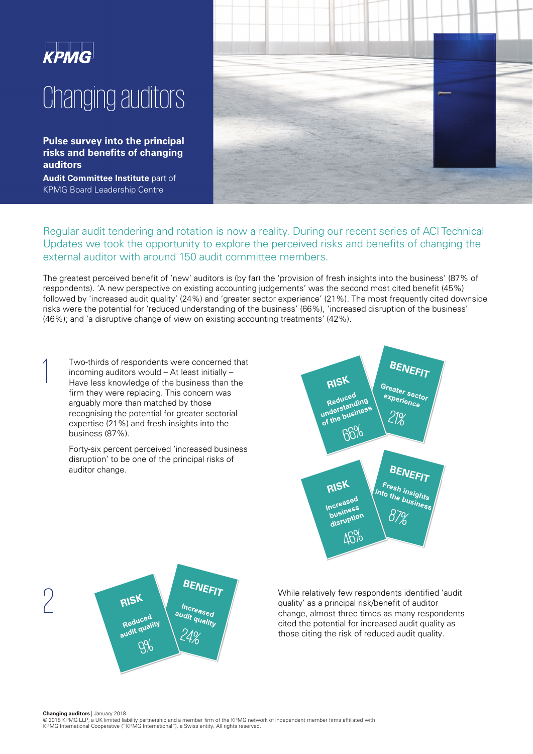# Changing auditors

**Pulse survey into the principal risks and benefits of changing auditors**

**Audit Committee Institute** part of KPMG Board Leadership Centre

Regular audit tendering and rotation is now a reality. During our recent series of ACI Technical Updates we took the opportunity to explore the perceived risks and benefits of changing the external auditor with around 150 audit committee members.

The greatest perceived benefit of 'new' auditors is (by far) the 'provision of fresh insights into the business' (87% of respondents). 'A new perspective on existing accounting judgements' was the second most cited benefit (45%) followed by 'increased audit quality' (24%) and 'greater sector experience' (21%). The most frequently cited downside risks were the potential for 'reduced understanding of the business' (66%), 'increased disruption of the business' (46%); and 'a disruptive change of view on existing accounting treatments' (42%).

## 1

Two-thirds of respondents were concerned that incoming auditors would – At least initially – Have less knowledge of the business than the firm they were replacing. This concern was arguably more than matched by those recognising the potential for greater sectorial expertise (21%) and fresh insights into the business (87%).

Forty-six percent perceived 'increased business disruption' to be one of the principal risks of auditor change.

**RISK** Reduced understanding of the business 66%

**BENEFIT** Greater sector experience 21%

**RISK** Increased business disruption 46%

**BENEFIT** Fresh insights into the business 87%

## 2

**RISK** Reduced audit quality 9%

**BENEFIT** Increased audit quality 24%

While relatively few respondents identified 'audit quality' as a principal risk/benefit of auditor change, almost three times as many respondents cited the potential for increased audit quality as those citing the risk of reduced audit quality.

**Changing auditors** | January 2018
© 2018 KPMG LLP, a UK limited liability partnership and a member firm of the KPMG network of independent member firms affiliated with KPMG International Cooperative ("KPMG International"), a Swiss entity. All rights reserved.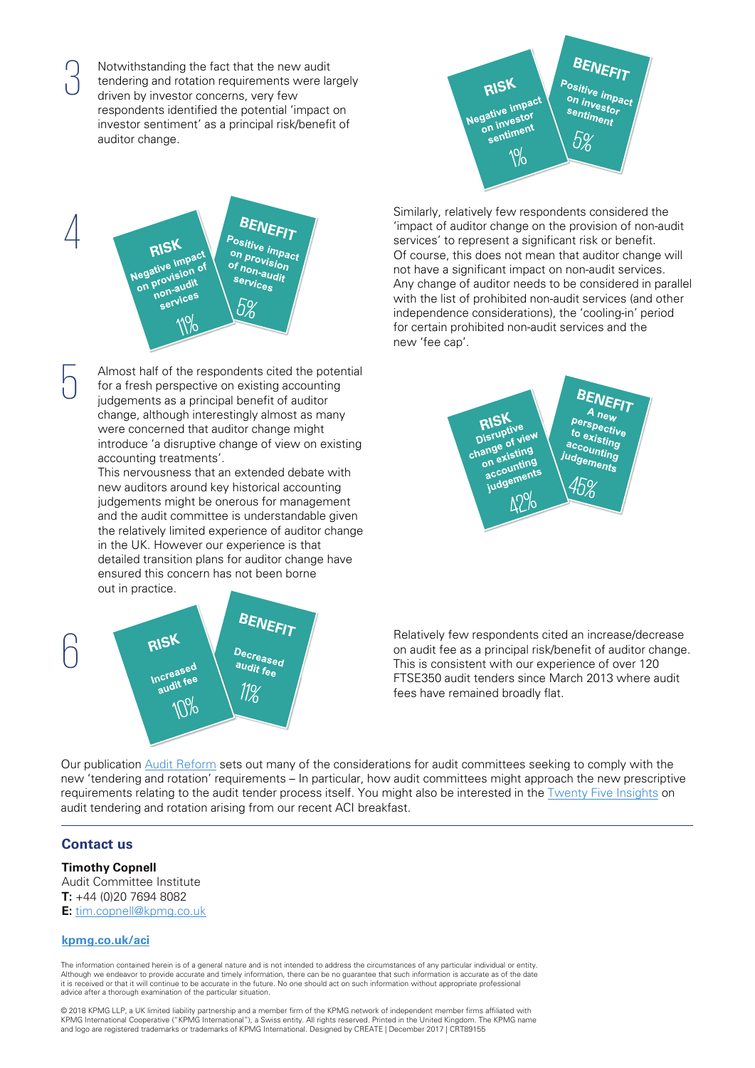3

Notwithstanding the fact that the new audit tendering and rotation requirements were largely driven by investor concerns, very few respondents identified the potential 'impact on investor sentiment' as a principal risk/benefit of auditor change.

RISK
Negative impact on investor sentiment
1%

BENEFIT
Positive impact on investor sentiment
5%

4

RISK
Negative impact on provision of non-audit services
11%

BENEFIT
Positive impact on provision of non-audit services
5%

Similarly, relatively few respondents considered the 'impact of auditor change on the provision of non-audit services' to represent a significant risk or benefit. Of course, this does not mean that auditor change will not have a significant impact on non-audit services. Any change of auditor needs to be considered in parallel with the list of prohibited non-audit services (and other independence considerations), the 'cooling-in' period for certain prohibited non-audit services and the new 'fee cap'.

5

Almost half of the respondents cited the potential for a fresh perspective on existing accounting judgements as a principal benefit of auditor change, although interestingly almost as many were concerned that auditor change might introduce 'a disruptive change of view on existing accounting treatments'.
This nervousness that an extended debate with new auditors around key historical accounting judgements might be onerous for management and the audit committee is understandable given the relatively limited experience of auditor change in the UK. However our experience is that detailed transition plans for auditor change have ensured this concern has not been borne out in practice.

RISK
Disruptive change of view on existing accounting judgements
42%

BENEFIT
A new perspective to existing accounting judgements
45%

6

RISK
Increased audit fee
10%

BENEFIT
Decreased audit fee
11%

Relatively few respondents cited an increase/decrease on audit fee as a principal risk/benefit of auditor change. This is consistent with our experience of over 120 FTSE350 audit tenders since March 2013 where audit fees have remained broadly flat.

Our publication Audit Reform sets out many of the considerations for audit committees seeking to comply with the new 'tendering and rotation' requirements – In particular, how audit committees might approach the new prescriptive requirements relating to the audit tender process itself. You might also be interested in the Twenty Five Insights on audit tendering and rotation arising from our recent ACI breakfast.

---

## Contact us

**Timothy Copnell**
Audit Committee Institute
**T:** +44 (0)20 7694 8082
**E:** tim.copnell@kpmg.co.uk

**kpmg.co.uk/aci**

The information contained herein is of a general nature and is not intended to address the circumstances of any particular individual or entity. Although we endeavor to provide accurate and timely information, there can be no guarantee that such information is accurate as of the date it is received or that it will continue to be accurate in the future. No one should act on such information without appropriate professional advice after a thorough examination of the particular situation.

© 2018 KPMG LLP, a UK limited liability partnership and a member firm of the KPMG network of independent member firms affiliated with KPMG International Cooperative ("KPMG International"), a Swiss entity. All rights reserved. Printed in the United Kingdom. The KPMG name and logo are registered trademarks or trademarks of KPMG International. Designed by CREATE | December 2017 | CRT89155